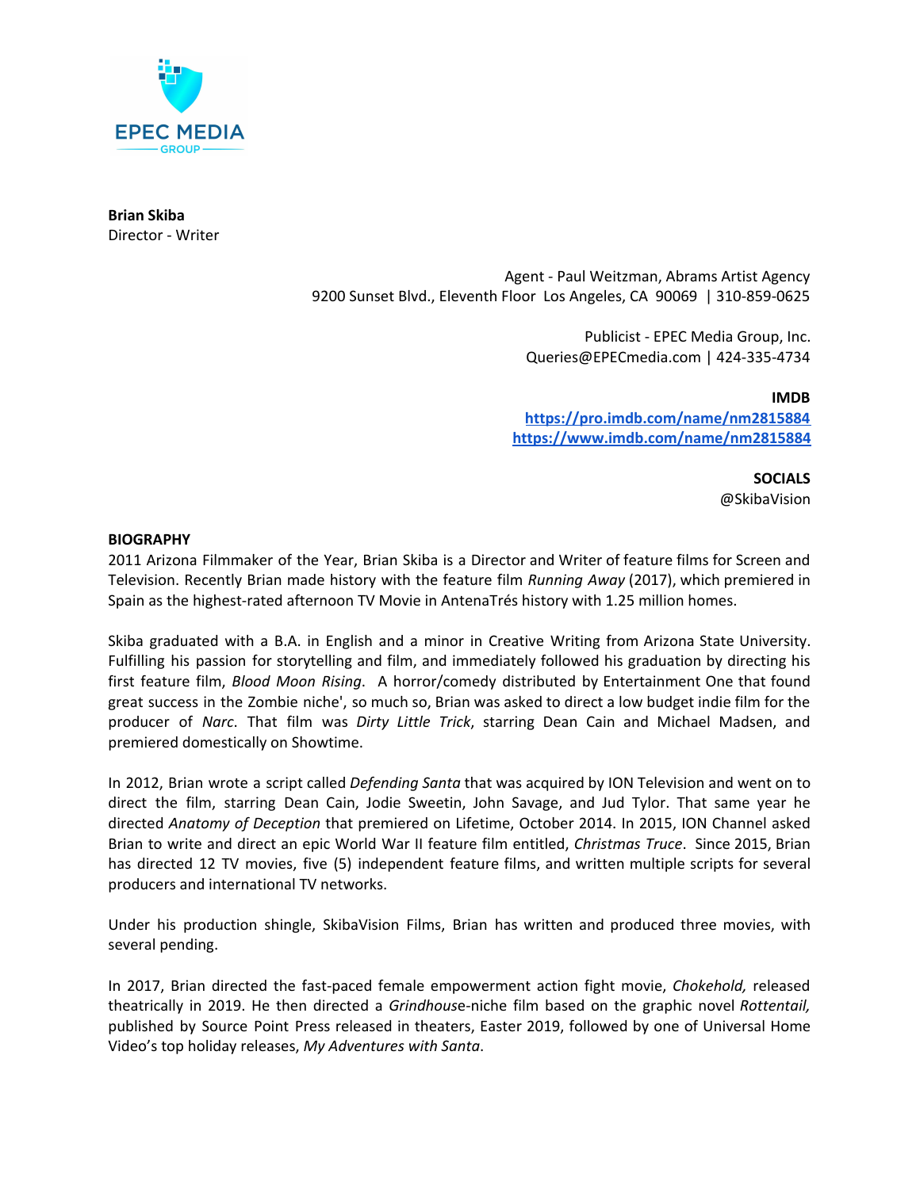EPEC MEDIA GROUP

**Brian Skiba**
Director - Writer

Agent - Paul Weitzman, Abrams Artist Agency
9200 Sunset Blvd., Eleventh Floor Los Angeles, CA 90069 | 310-859-0625

Publicist - EPEC Media Group, Inc.
Queries@EPECmedia.com | 424-335-4734

**IMDB**
[https://pro.imdb.com/name/nm2815884](https://pro.imdb.com/name/nm2815884)
[https://www.imdb.com/name/nm2815884](https://www.imdb.com/name/nm2815884)

**SOCIALS**
@SkibaVision

**BIOGRAPHY**

2011 Arizona Filmmaker of the Year, Brian Skiba is a Director and Writer of feature films for Screen and Television. Recently Brian made history with the feature film *Running Away* (2017), which premiered in Spain as the highest-rated afternoon TV Movie in AntenaTrés history with 1.25 million homes.

Skiba graduated with a B.A. in English and a minor in Creative Writing from Arizona State University. Fulfilling his passion for storytelling and film, and immediately followed his graduation by directing his first feature film, *Blood Moon Rising*. A horror/comedy distributed by Entertainment One that found great success in the Zombie niche', so much so, Brian was asked to direct a low budget indie film for the producer of *Narc*. That film was *Dirty Little Trick*, starring Dean Cain and Michael Madsen, and premiered domestically on Showtime.

In 2012, Brian wrote a script called *Defending Santa* that was acquired by ION Television and went on to direct the film, starring Dean Cain, Jodie Sweetin, John Savage, and Jud Tylor. That same year he directed *Anatomy of Deception* that premiered on Lifetime, October 2014. In 2015, ION Channel asked Brian to write and direct an epic World War II feature film entitled, *Christmas Truce*. Since 2015, Brian has directed 12 TV movies, five (5) independent feature films, and written multiple scripts for several producers and international TV networks.

Under his production shingle, SkibaVision Films, Brian has written and produced three movies, with several pending.

In 2017, Brian directed the fast-paced female empowerment action fight movie, *Chokehold,* released theatrically in 2019. He then directed a *Grindhouse*-niche film based on the graphic novel *Rottentail,* published by Source Point Press released in theaters, Easter 2019, followed by one of Universal Home Video's top holiday releases, *My Adventures with Santa*.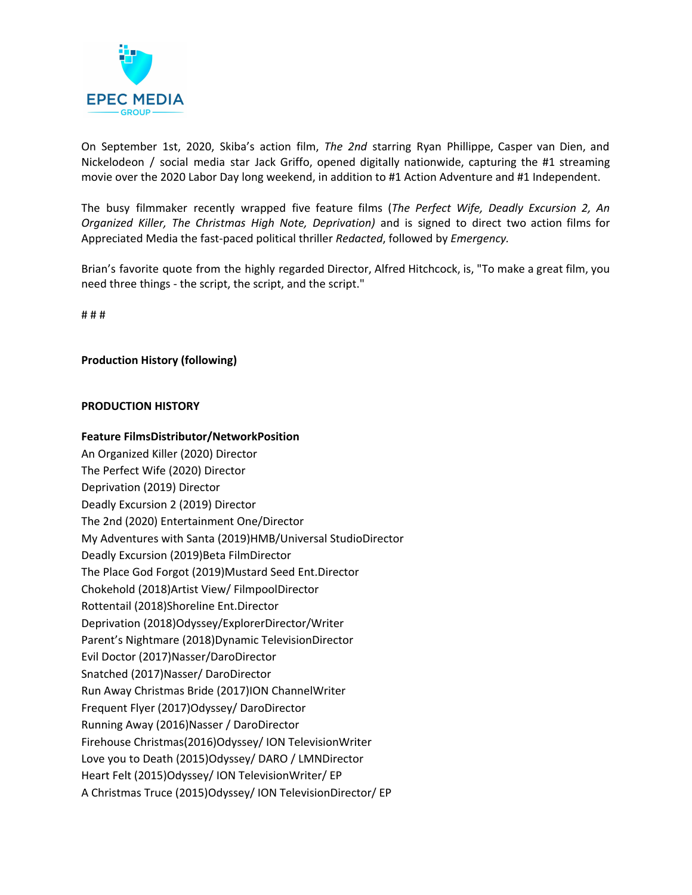On September 1st, 2020, Skiba's action film, *The 2nd* starring Ryan Phillippe, Casper van Dien, and Nickelodeon / social media star Jack Griffo, opened digitally nationwide, capturing the #1 streaming movie over the 2020 Labor Day long weekend, in addition to #1 Action Adventure and #1 Independent.

The busy filmmaker recently wrapped five feature films (*The Perfect Wife, Deadly Excursion 2, An Organized Killer, The Christmas High Note, Deprivation)* and is signed to direct two action films for Appreciated Media the fast-paced political thriller *Redacted*, followed by *Emergency.*

Brian's favorite quote from the highly regarded Director, Alfred Hitchcock, is, "To make a great film, you need three things - the script, the script, and the script."

# # #

**Production History (following)**

**PRODUCTION HISTORY**

**Feature FilmsDistributor/NetworkPosition**

An Organized Killer (2020) Director
The Perfect Wife (2020) Director
Deprivation (2019) Director
Deadly Excursion 2 (2019) Director
The 2nd (2020) Entertainment One/Director
My Adventures with Santa (2019)HMB/Universal StudioDirector
Deadly Excursion (2019)Beta FilmDirector
The Place God Forgot (2019)Mustard Seed Ent.Director
Chokehold (2018)Artist View/ FilmpoolDirector
Rottentail (2018)Shoreline Ent.Director
Deprivation (2018)Odyssey/ExplorerDirector/Writer
Parent's Nightmare (2018)Dynamic TelevisionDirector
Evil Doctor (2017)Nasser/DaroDirector
Snatched (2017)Nasser/ DaroDirector
Run Away Christmas Bride (2017)ION ChannelWriter
Frequent Flyer (2017)Odyssey/ DaroDirector
Running Away (2016)Nasser / DaroDirector
Firehouse Christmas(2016)Odyssey/ ION TelevisionWriter
Love you to Death (2015)Odyssey/ DARO / LMNDirector
Heart Felt (2015)Odyssey/ ION TelevisionWriter/ EP
A Christmas Truce (2015)Odyssey/ ION TelevisionDirector/ EP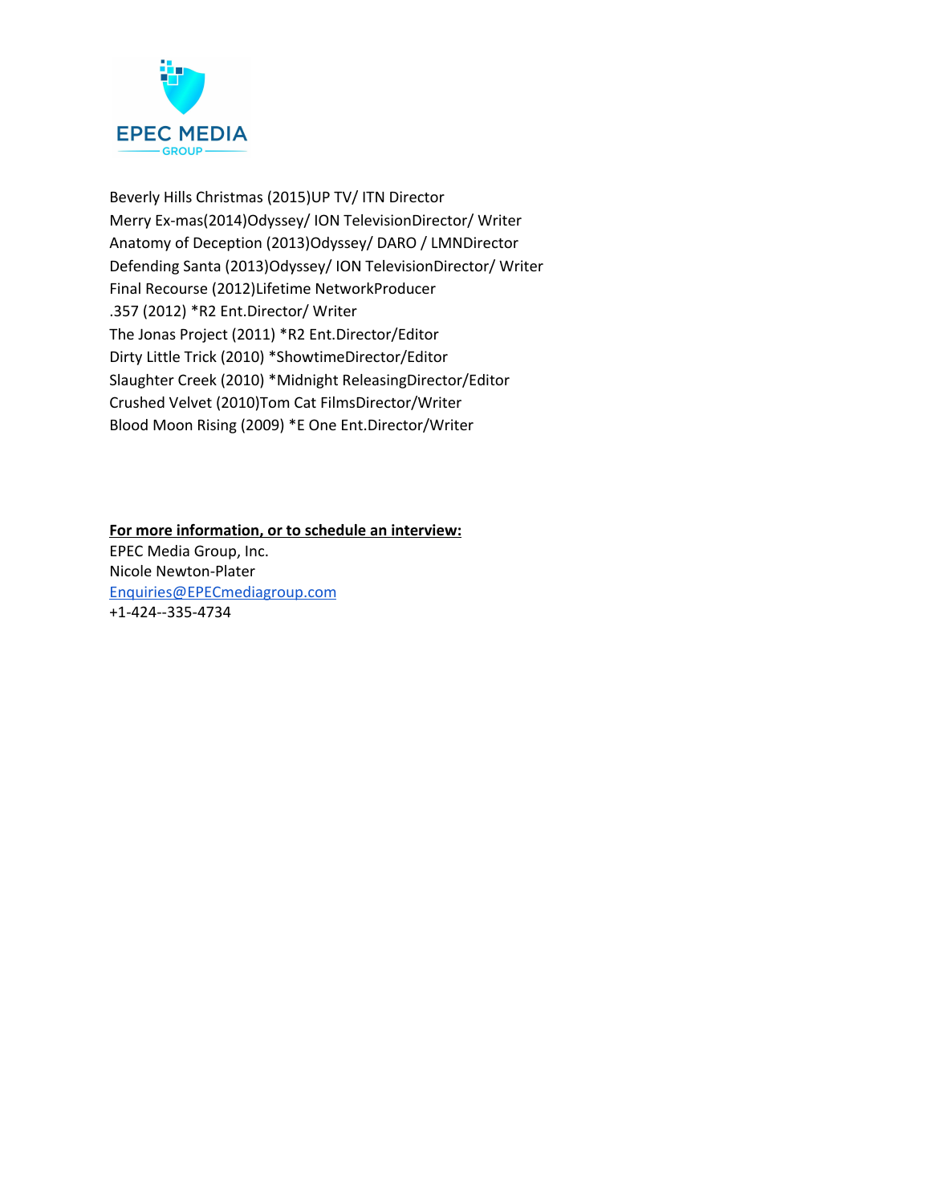Beverly Hills Christmas (2015)UP TV/ ITN Director
Merry Ex-mas(2014)Odyssey/ ION TelevisionDirector/ Writer
Anatomy of Deception (2013)Odyssey/ DARO / LMNDirector
Defending Santa (2013)Odyssey/ ION TelevisionDirector/ Writer
Final Recourse (2012)Lifetime NetworkProducer
.357 (2012) *R2 Ent.Director/ Writer
The Jonas Project (2011) *R2 Ent.Director/Editor
Dirty Little Trick (2010) *ShowtimeDirector/Editor
Slaughter Creek (2010) *Midnight ReleasingDirector/Editor
Crushed Velvet (2010)Tom Cat FilmsDirector/Writer
Blood Moon Rising (2009) *E One Ent.Director/Writer

**For more information, or to schedule an interview:**
EPEC Media Group, Inc.
Nicole Newton-Plater
Enquiries@EPECmediagroup.com
+1-424--335-4734